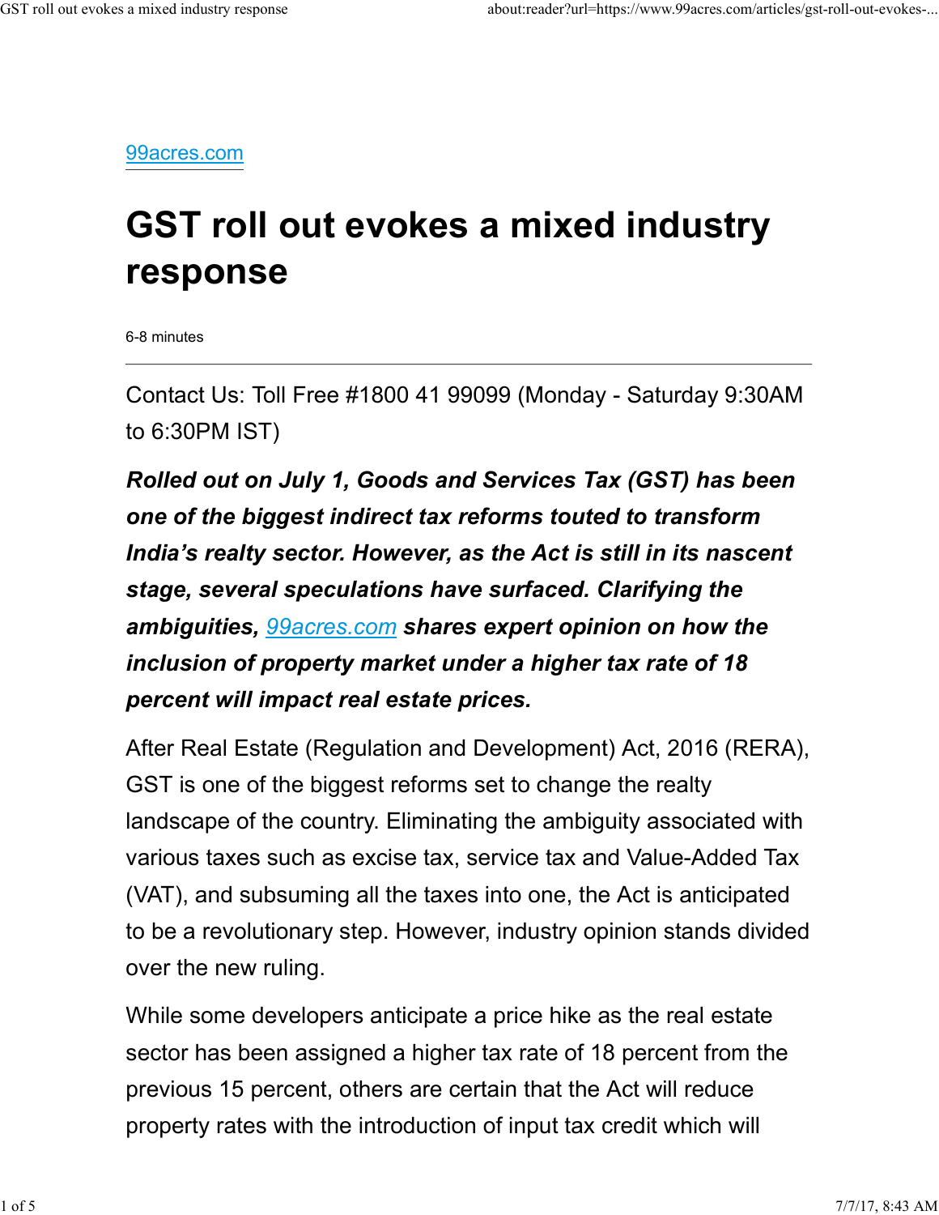[99acres.com](https://www.99acres.com)

# GST roll out evokes a mixed industry response

6-8 minutes

---

Contact Us: Toll Free #1800 41 99099 (Monday - Saturday 9:30AM to 6:30PM IST)

***Rolled out on July 1, Goods and Services Tax (GST) has been one of the biggest indirect tax reforms touted to transform India's realty sector. However, as the Act is still in its nascent stage, several speculations have surfaced. Clarifying the ambiguities, [99acres.com](https://www.99acres.com) shares expert opinion on how the inclusion of property market under a higher tax rate of 18 percent will impact real estate prices.***

After Real Estate (Regulation and Development) Act, 2016 (RERA), GST is one of the biggest reforms set to change the realty landscape of the country. Eliminating the ambiguity associated with various taxes such as excise tax, service tax and Value-Added Tax (VAT), and subsuming all the taxes into one, the Act is anticipated to be a revolutionary step. However, industry opinion stands divided over the new ruling.

While some developers anticipate a price hike as the real estate sector has been assigned a higher tax rate of 18 percent from the previous 15 percent, others are certain that the Act will reduce property rates with the introduction of input tax credit which will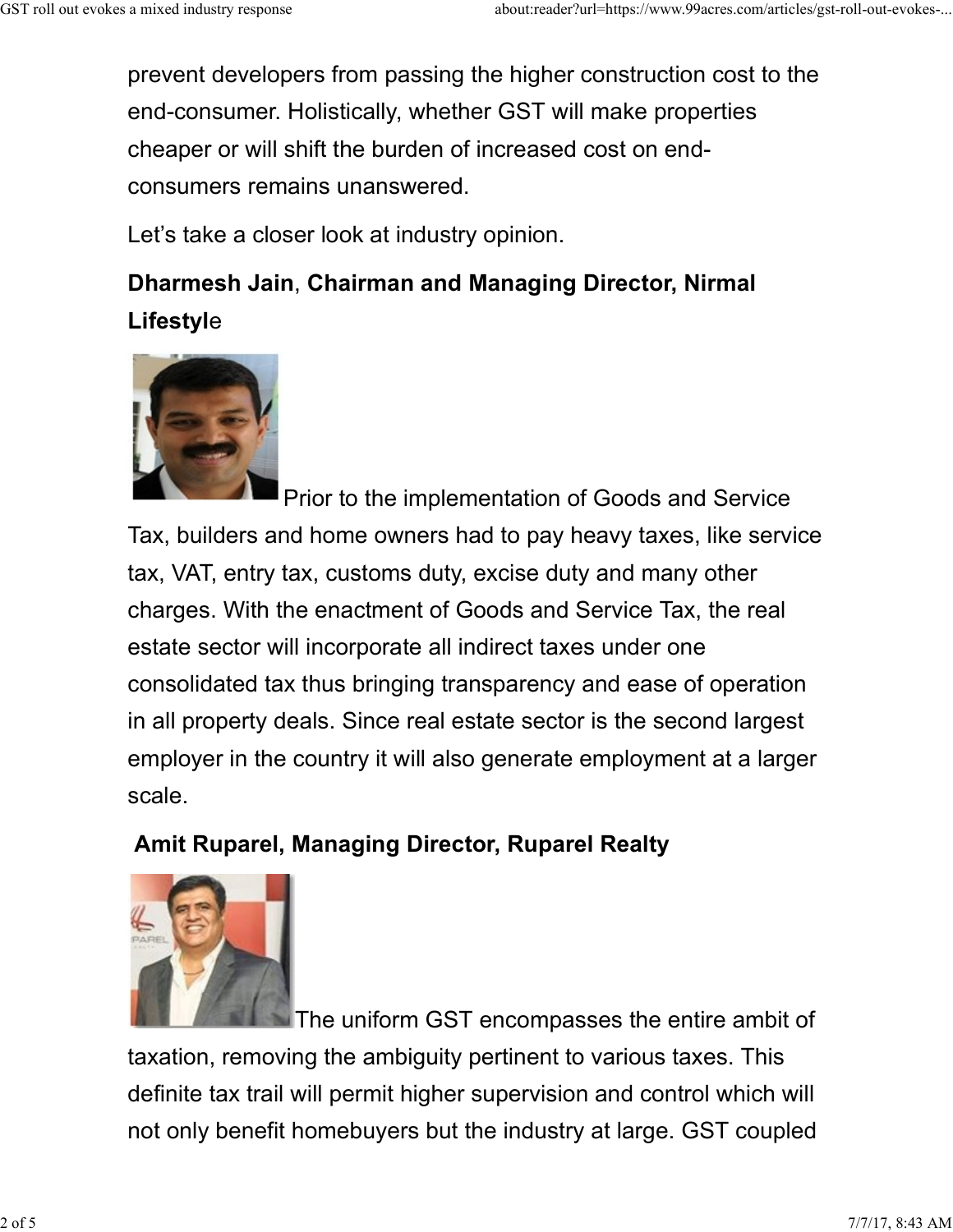prevent developers from passing the higher construction cost to the end-consumer. Holistically, whether GST will make properties cheaper or will shift the burden of increased cost on end-consumers remains unanswered.

Let’s take a closer look at industry opinion.

**Dharmesh Jain**, **Chairman and Managing Director, Nirmal Lifestyl**e

Prior to the implementation of Goods and Service Tax, builders and home owners had to pay heavy taxes, like service tax, VAT, entry tax, customs duty, excise duty and many other charges. With the enactment of Goods and Service Tax, the real estate sector will incorporate all indirect taxes under one consolidated tax thus bringing transparency and ease of operation in all property deals. Since real estate sector is the second largest employer in the country it will also generate employment at a larger scale.

**Amit Ruparel, Managing Director, Ruparel Realty**

The uniform GST encompasses the entire ambit of taxation, removing the ambiguity pertinent to various taxes. This definite tax trail will permit higher supervision and control which will not only benefit homebuyers but the industry at large. GST coupled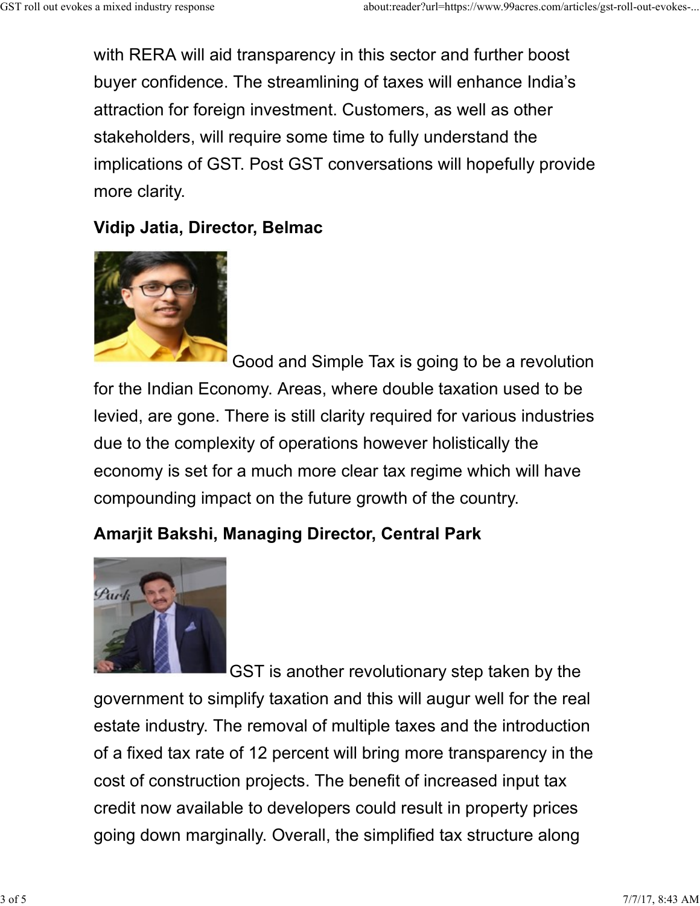with RERA will aid transparency in this sector and further boost buyer confidence. The streamlining of taxes will enhance India's attraction for foreign investment. Customers, as well as other stakeholders, will require some time to fully understand the implications of GST. Post GST conversations will hopefully provide more clarity.

**Vidip Jatia, Director, Belmac**

Good and Simple Tax is going to be a revolution for the Indian Economy. Areas, where double taxation used to be levied, are gone. There is still clarity required for various industries due to the complexity of operations however holistically the economy is set for a much more clear tax regime which will have compounding impact on the future growth of the country.

**Amarjit Bakshi, Managing Director, Central Park**

GST is another revolutionary step taken by the government to simplify taxation and this will augur well for the real estate industry. The removal of multiple taxes and the introduction of a fixed tax rate of 12 percent will bring more transparency in the cost of construction projects. The benefit of increased input tax credit now available to developers could result in property prices going down marginally. Overall, the simplified tax structure along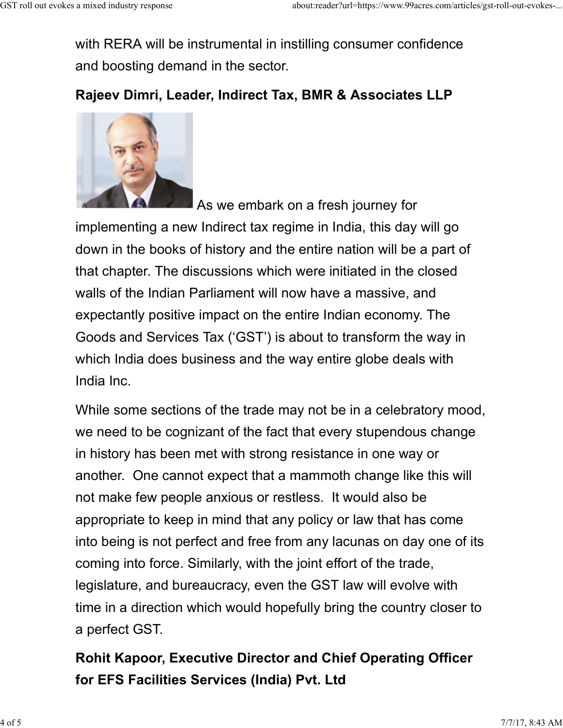with RERA will be instrumental in instilling consumer confidence and boosting demand in the sector.

**Rajeev Dimri, Leader, Indirect Tax, BMR & Associates LLP**

As we embark on a fresh journey for implementing a new Indirect tax regime in India, this day will go down in the books of history and the entire nation will be a part of that chapter. The discussions which were initiated in the closed walls of the Indian Parliament will now have a massive, and expectantly positive impact on the entire Indian economy. The Goods and Services Tax ('GST') is about to transform the way in which India does business and the way entire globe deals with India Inc.

While some sections of the trade may not be in a celebratory mood, we need to be cognizant of the fact that every stupendous change in history has been met with strong resistance in one way or another. One cannot expect that a mammoth change like this will not make few people anxious or restless. It would also be appropriate to keep in mind that any policy or law that has come into being is not perfect and free from any lacunas on day one of its coming into force. Similarly, with the joint effort of the trade, legislature, and bureaucracy, even the GST law will evolve with time in a direction which would hopefully bring the country closer to a perfect GST.

**Rohit Kapoor, Executive Director and Chief Operating Officer for EFS Facilities Services (India) Pvt. Ltd**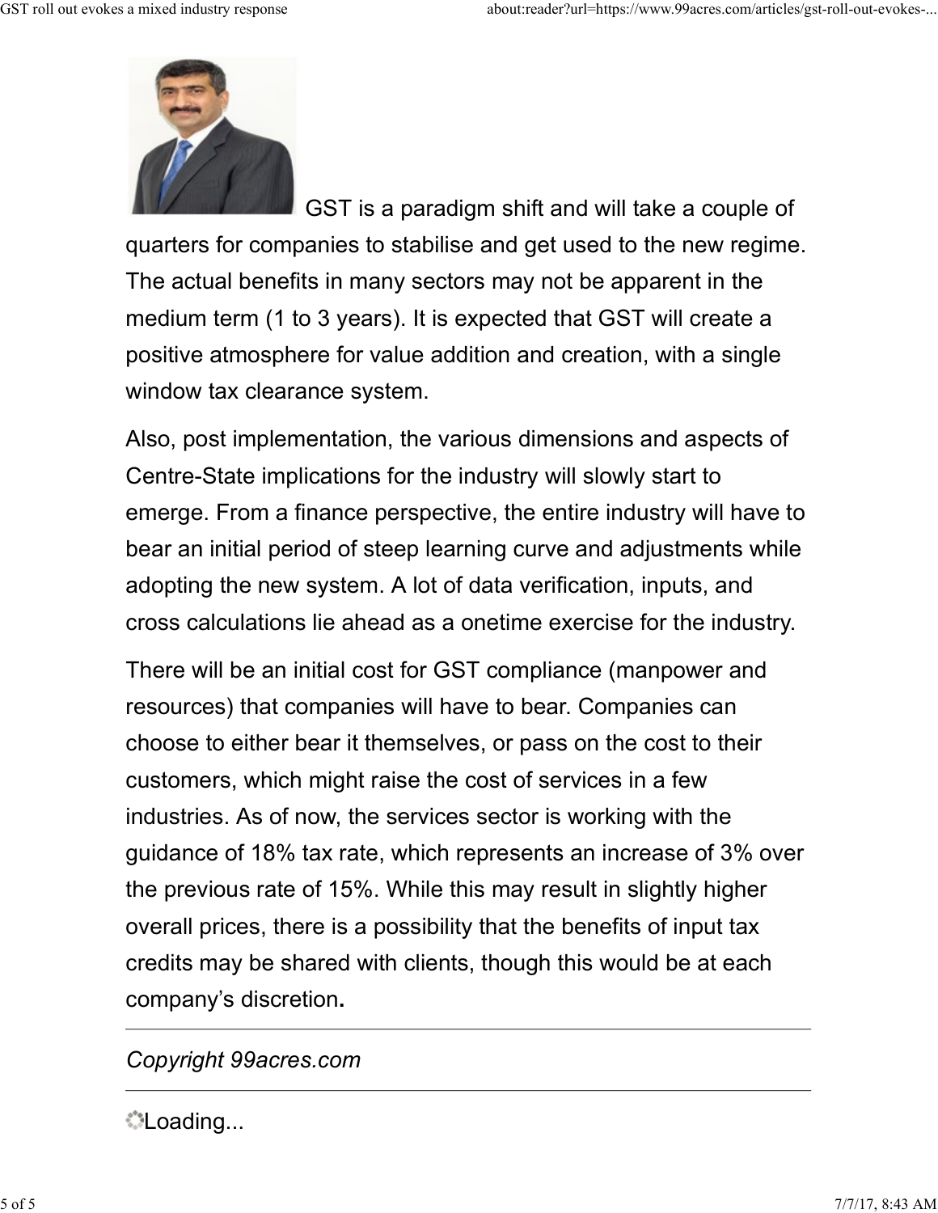GST is a paradigm shift and will take a couple of quarters for companies to stabilise and get used to the new regime. The actual benefits in many sectors may not be apparent in the medium term (1 to 3 years). It is expected that GST will create a positive atmosphere for value addition and creation, with a single window tax clearance system.

Also, post implementation, the various dimensions and aspects of Centre-State implications for the industry will slowly start to emerge. From a finance perspective, the entire industry will have to bear an initial period of steep learning curve and adjustments while adopting the new system. A lot of data verification, inputs, and cross calculations lie ahead as a onetime exercise for the industry.

There will be an initial cost for GST compliance (manpower and resources) that companies will have to bear. Companies can choose to either bear it themselves, or pass on the cost to their customers, which might raise the cost of services in a few industries. As of now, the services sector is working with the guidance of 18% tax rate, which represents an increase of 3% over the previous rate of 15%. While this may result in slightly higher overall prices, there is a possibility that the benefits of input tax credits may be shared with clients, though this would be at each company's discretion**.**

---

*Copyright 99acres.com*

---

Loading...